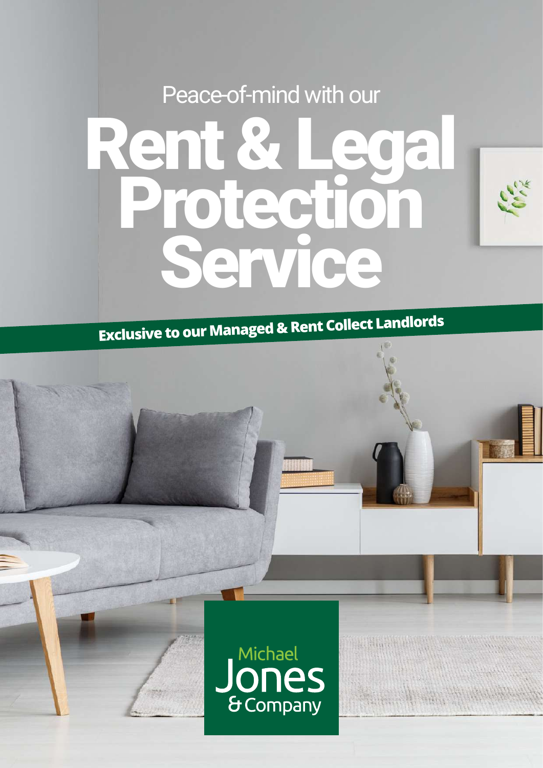Peace-of-mind with our

# Rent & Legal Protection Service

**Exclusive to our Managed & Rent Collect Landlords**

Michael Jones & Company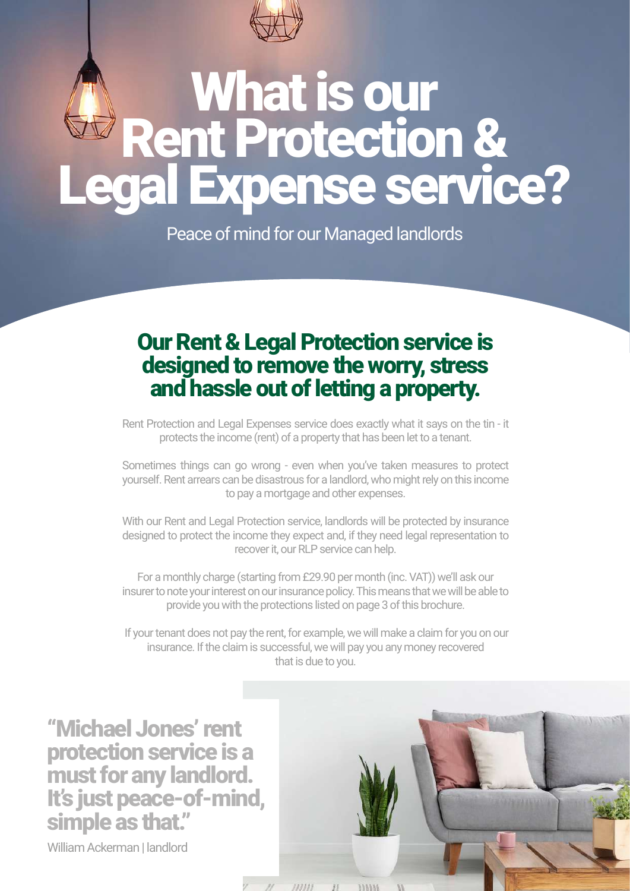# What is our Rent Protection & Legal Expense service?

Peace of mind for our Managed landlords

## Our Rent & Legal Protection service is designed to remove the worry, stress and hassle out of letting a property.

Rent Protection and Legal Expenses service does exactly what it says on the tin - it protects the income (rent) of a property that has been let to a tenant.

Sometimes things can go wrong - even when you've taken measures to protect yourself. Rent arrears can be disastrous for a landlord, who might rely on this income to pay a mortgage and other expenses.

With our Rent and Legal Protection service, landlords will be protected by insurance designed to protect the income they expect and, if they need legal representation to recover it, our RLP service can help.

For a monthly charge (starting from £29.90 per month (inc. VAT)) we'll ask our insurer to note your interest on our insurance policy. This means that we will be able to provide you with the protections listed on page 3 of this brochure.

If your tenant does not pay the rent, for example, we will make a claim for you on our insurance. If the claim is successful, we will pay you any money recovered that is due to you.

**"Michael Jones' rent protection service is a must for any landlord. It's just peace-of-mind, simple as that."**

William Ackerman | landlord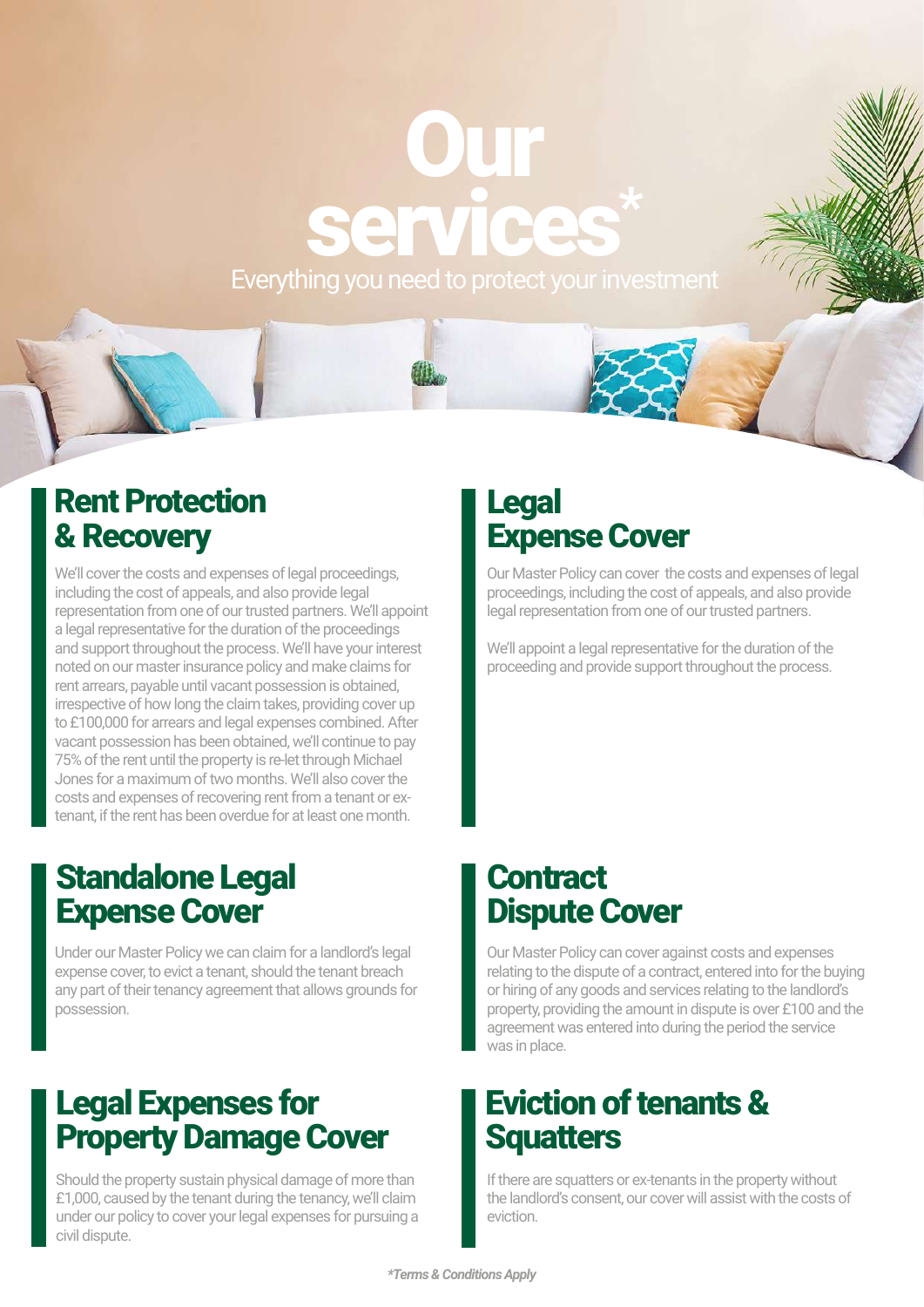# Our services*

Everything you need to protect your investment

## Rent Protection & Recovery

We'll cover the costs and expenses of legal proceedings, including the cost of appeals, and also provide legal representation from one of our trusted partners. We'll appoint a legal representative for the duration of the proceedings and support throughout the process. We'll have your interest noted on our master insurance policy and make claims for rent arrears, payable until vacant possession is obtained, irrespective of how long the claim takes, providing cover up to £100,000 for arrears and legal expenses combined. After vacant possession has been obtained, we'll continue to pay 75% of the rent until the property is re-let through Michael Jones for a maximum of two months. We'll also cover the costs and expenses of recovering rent from a tenant or ex-tenant, if the rent has been overdue for at least one month.

## Legal Expense Cover

Our Master Policy can cover the costs and expenses of legal proceedings, including the cost of appeals, and also provide legal representation from one of our trusted partners.

We'll appoint a legal representative for the duration of the proceeding and provide support throughout the process.

## Standalone Legal Expense Cover

Under our Master Policy we can claim for a landlord's legal expense cover, to evict a tenant, should the tenant breach any part of their tenancy agreement that allows grounds for possession.

## Contract Dispute Cover

Our Master Policy can cover against costs and expenses relating to the dispute of a contract, entered into for the buying or hiring of any goods and services relating to the landlord's property, providing the amount in dispute is over £100 and the agreement was entered into during the period the service was in place.

## Legal Expenses for Property Damage Cover

Should the property sustain physical damage of more than £1,000, caused by the tenant during the tenancy, we'll claim under our policy to cover your legal expenses for pursuing a civil dispute.

## Eviction of tenants & Squatters

If there are squatters or ex-tenants in the property without the landlord's consent, our cover will assist with the costs of eviction.

***Terms & Conditions Apply***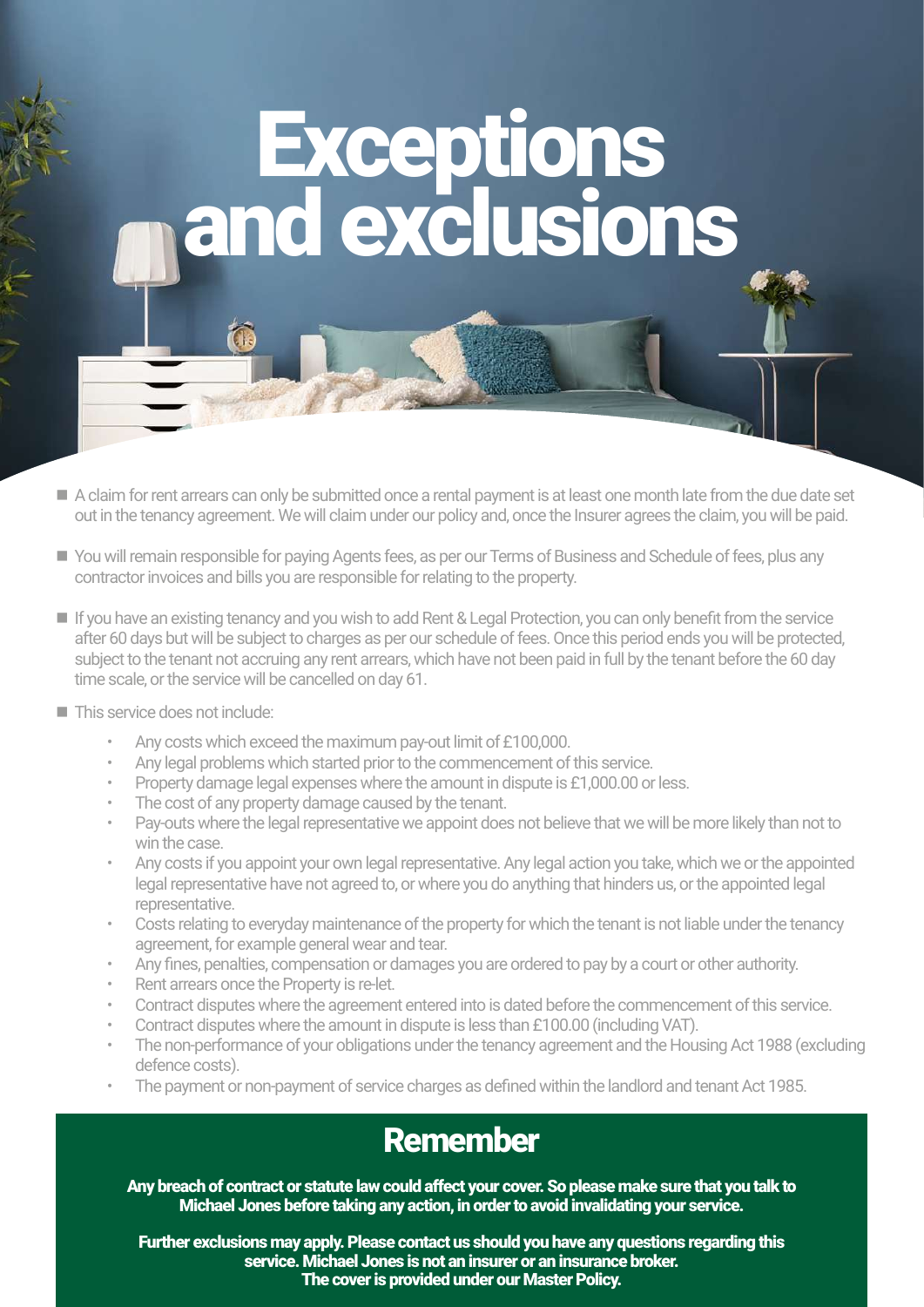# Exceptions and exclusions

- A claim for rent arrears can only be submitted once a rental payment is at least one month late from the due date set out in the tenancy agreement. We will claim under our policy and, once the Insurer agrees the claim, you will be paid.
- You will remain responsible for paying Agents fees, as per our Terms of Business and Schedule of fees, plus any contractor invoices and bills you are responsible for relating to the property.
- If you have an existing tenancy and you wish to add Rent & Legal Protection, you can only benefit from the service after 60 days but will be subject to charges as per our schedule of fees. Once this period ends you will be protected, subject to the tenant not accruing any rent arrears, which have not been paid in full by the tenant before the 60 day time scale, or the service will be cancelled on day 61.
- This service does not include:
    - Any costs which exceed the maximum pay-out limit of £100,000.
    - Any legal problems which started prior to the commencement of this service.
    - Property damage legal expenses where the amount in dispute is £1,000.00 or less.
    - The cost of any property damage caused by the tenant.
    - Pay-outs where the legal representative we appoint does not believe that we will be more likely than not to win the case.
    - Any costs if you appoint your own legal representative. Any legal action you take, which we or the appointed legal representative have not agreed to, or where you do anything that hinders us, or the appointed legal representative.
    - Costs relating to everyday maintenance of the property for which the tenant is not liable under the tenancy agreement, for example general wear and tear.
    - Any fines, penalties, compensation or damages you are ordered to pay by a court or other authority.
    - Rent arrears once the Property is re-let.
    - Contract disputes where the agreement entered into is dated before the commencement of this service.
    - Contract disputes where the amount in dispute is less than £100.00 (including VAT).
    - The non-performance of your obligations under the tenancy agreement and the Housing Act 1988 (excluding defence costs).
    - The payment or non-payment of service charges as defined within the landlord and tenant Act 1985.

## Remember

**Any breach of contract or statute law could affect your cover. So please make sure that you talk to Michael Jones before taking any action, in order to avoid invalidating your service.**

**Further exclusions may apply. Please contact us should you have any questions regarding this service. Michael Jones is not an insurer or an insurance broker. The cover is provided under our Master Policy.**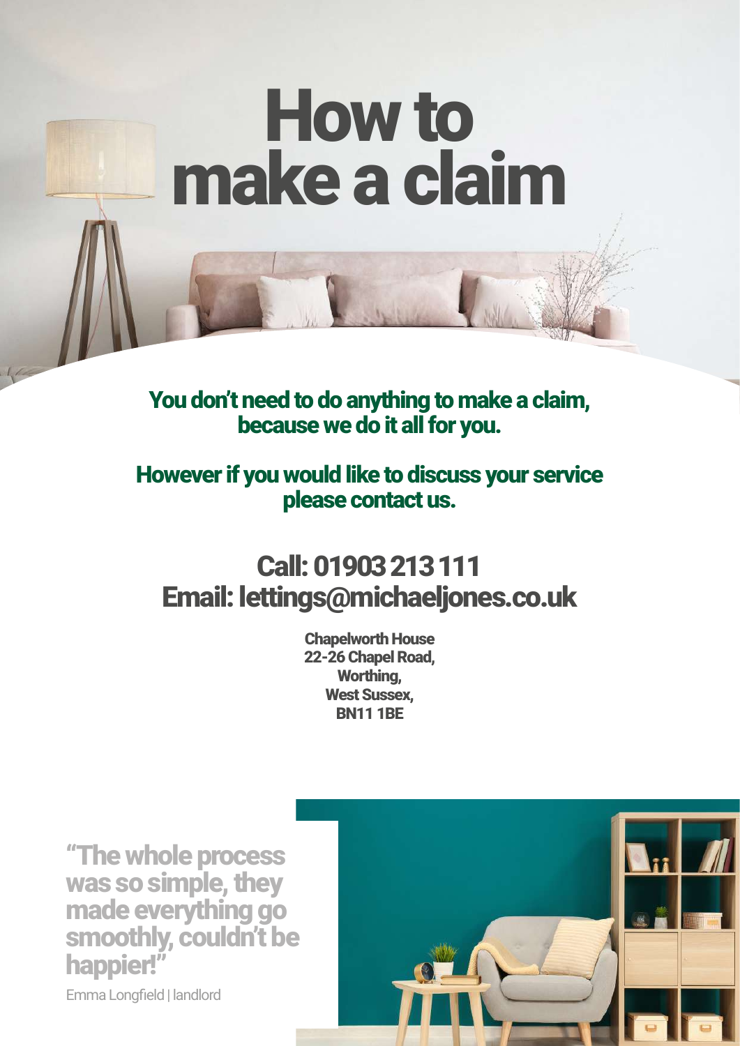# How to make a claim

**You don't need to do anything to make a claim, because we do it all for you.**

**However if you would like to discuss your service please contact us.**

## Call: 01903 213 111
## Email: lettings@michaeljones.co.uk

**Chapelworth House**
**22-26 Chapel Road,**
**Worthing,**
**West Sussex,**
**BN11 1BE**

**"The whole process was so simple, they made everything go smoothly, couldn't be happier!"**

Emma Longfield | landlord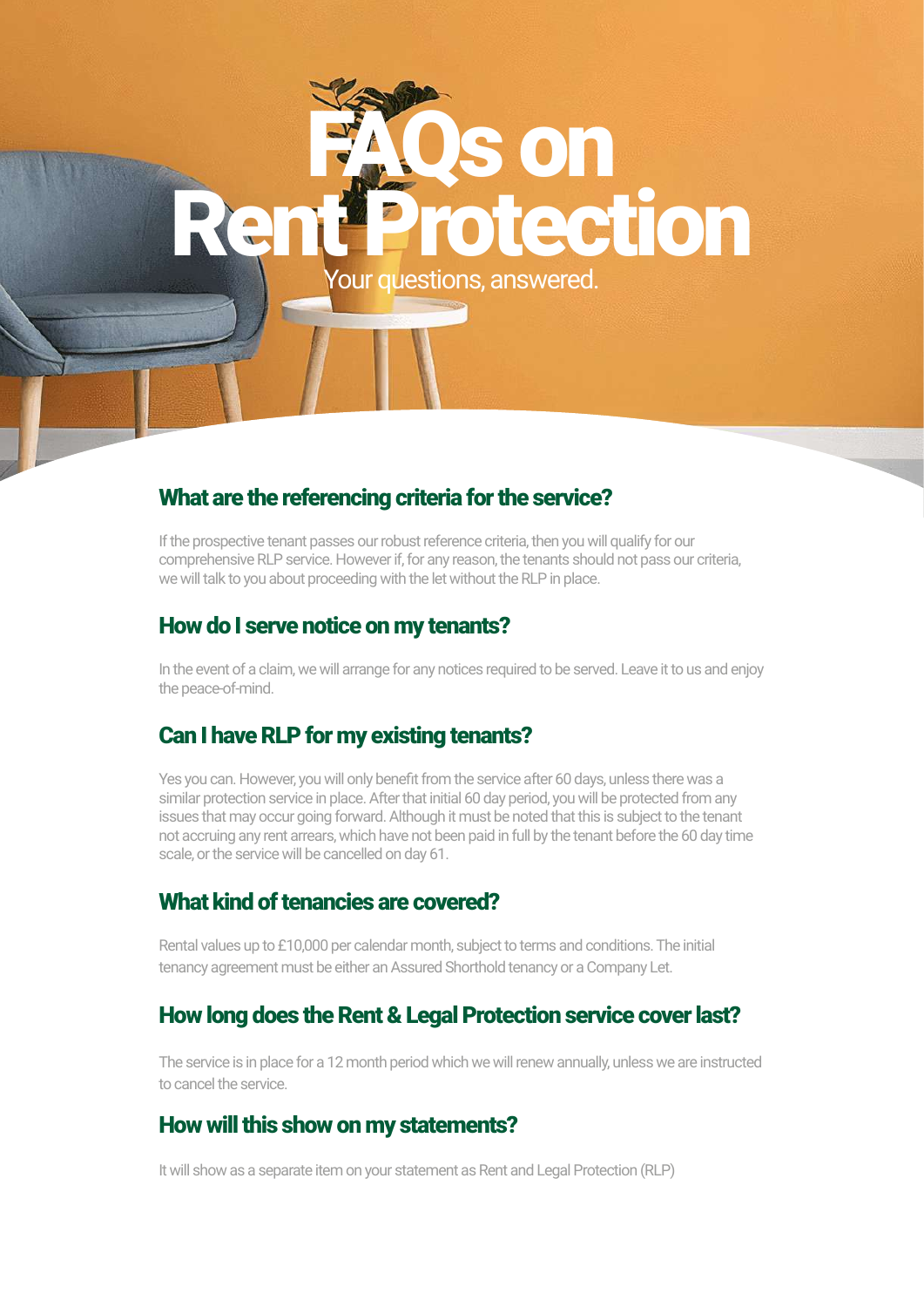# FAQs on Rent Protection

Your questions, answered.

## What are the referencing criteria for the service?

If the prospective tenant passes our robust reference criteria, then you will qualify for our comprehensive RLP service. However if, for any reason, the tenants should not pass our criteria, we will talk to you about proceeding with the let without the RLP in place.

## How do I serve notice on my tenants?

In the event of a claim, we will arrange for any notices required to be served. Leave it to us and enjoy the peace-of-mind.

## Can I have RLP for my existing tenants?

Yes you can. However, you will only benefit from the service after 60 days, unless there was a similar protection service in place. After that initial 60 day period, you will be protected from any issues that may occur going forward. Although it must be noted that this is subject to the tenant not accruing any rent arrears, which have not been paid in full by the tenant before the 60 day time scale, or the service will be cancelled on day 61.

## What kind of tenancies are covered?

Rental values up to £10,000 per calendar month, subject to terms and conditions. The initial tenancy agreement must be either an Assured Shorthold tenancy or a Company Let.

## How long does the Rent & Legal Protection service cover last?

The service is in place for a 12 month period which we will renew annually, unless we are instructed to cancel the service.

## How will this show on my statements?

It will show as a separate item on your statement as Rent and Legal Protection (RLP)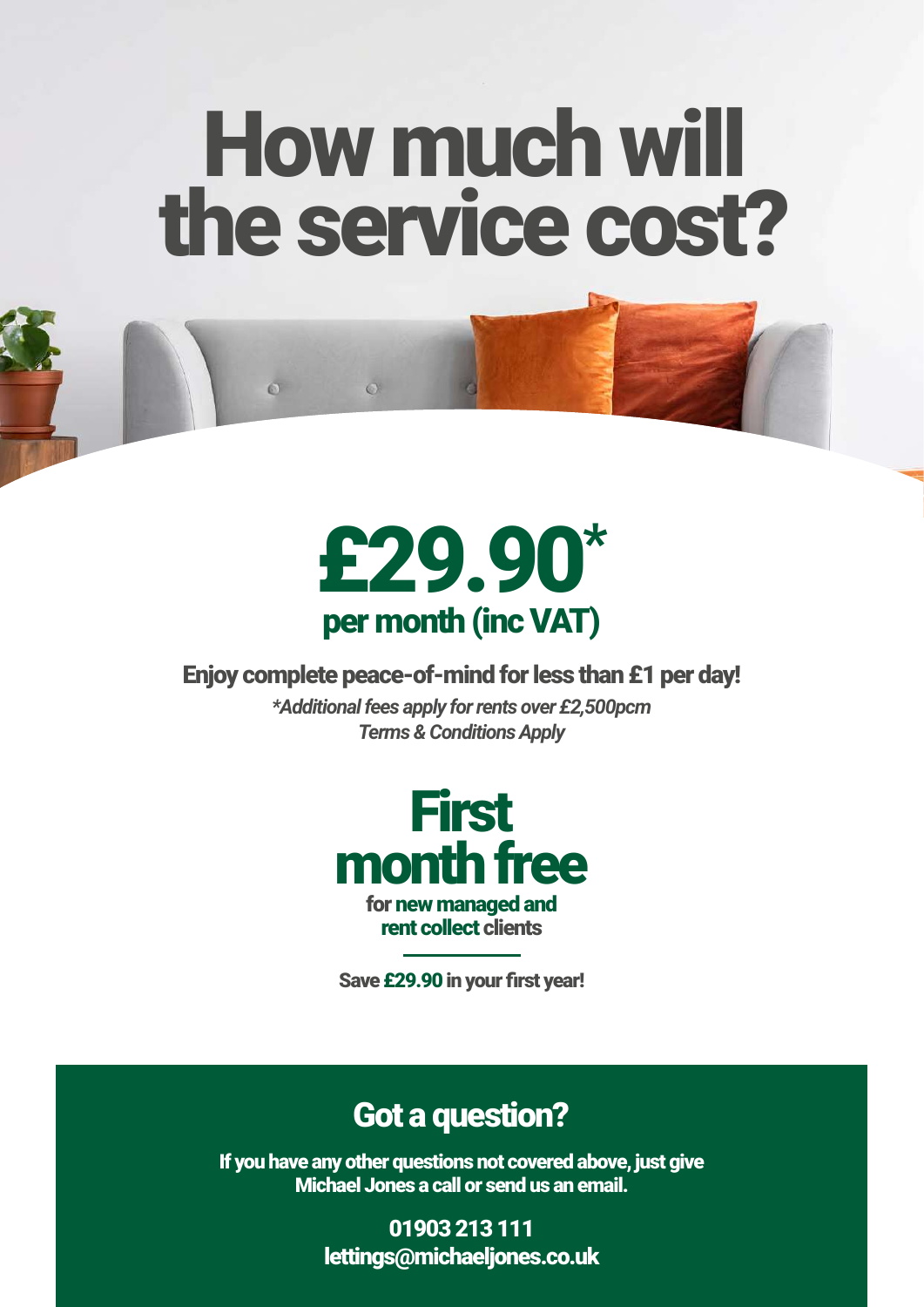# How much will the service cost?

## £29.90*

**per month (inc VAT)**

**Enjoy complete peace-of-mind for less than £1 per day!**

***Additional fees apply for rents over £2,500pcm***
***Terms & Conditions Apply***

## First month free

**for new managed and rent collect clients**

**Save £29.90 in your first year!**

## Got a question?

**If you have any other questions not covered above, just give Michael Jones a call or send us an email.**

**01903 213 111**
**lettings@michaeljones.co.uk**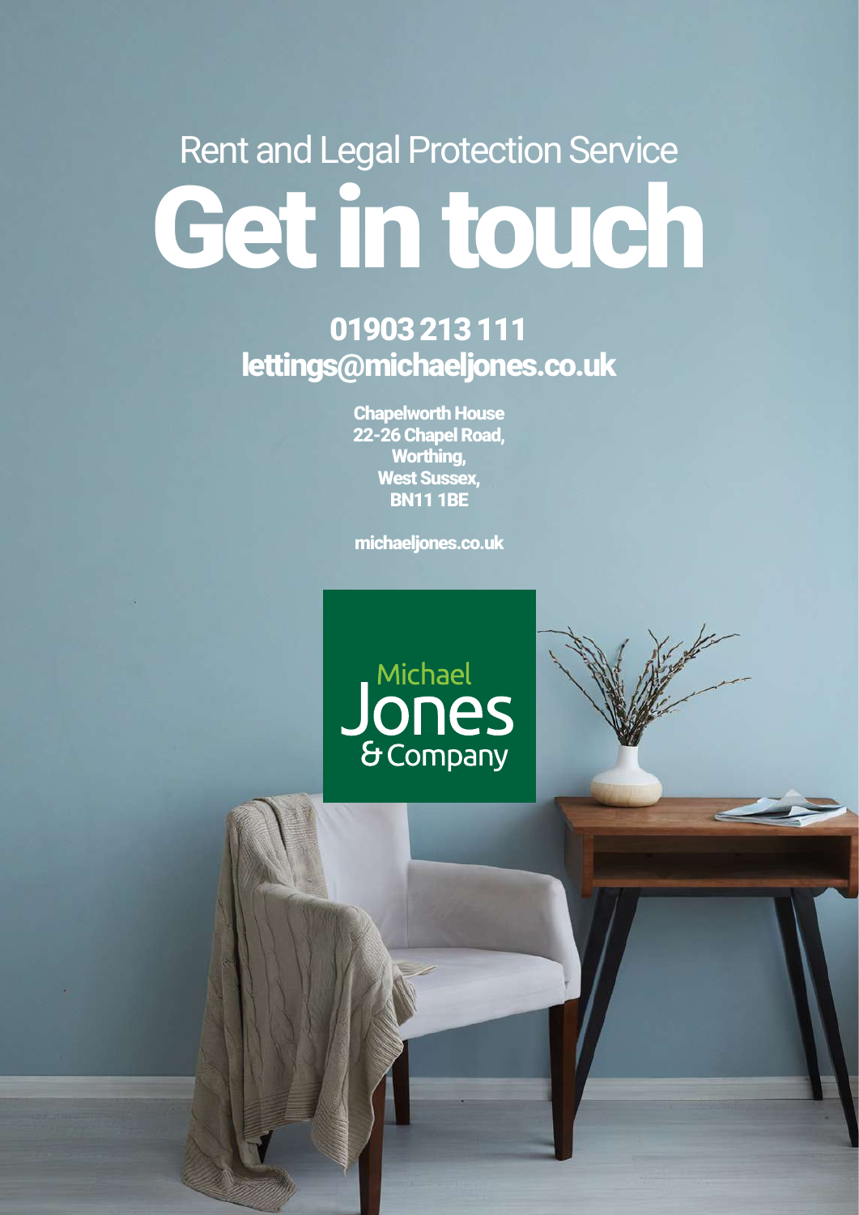Rent and Legal Protection Service

# Get in touch

## 01903 213 111
## lettings@michaeljones.co.uk

**Chapelworth House**
**22-26 Chapel Road,**
**Worthing,**
**West Sussex,**
**BN11 1BE**

**michaeljones.co.uk**

Michael
Jones
& Company